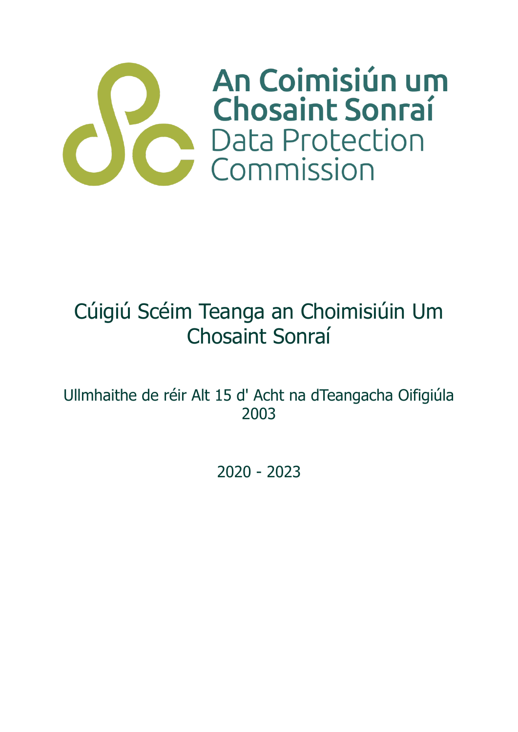An Coimisiún um Chosaint Sonraí
Data Protection Commission

# Cúigiú Scéim Teanga an Choimisiúin Um Chosaint Sonraí

Ullmhaithe de réir Alt 15 d' Acht na dTeangacha Oifigiúla 2003

2020 - 2023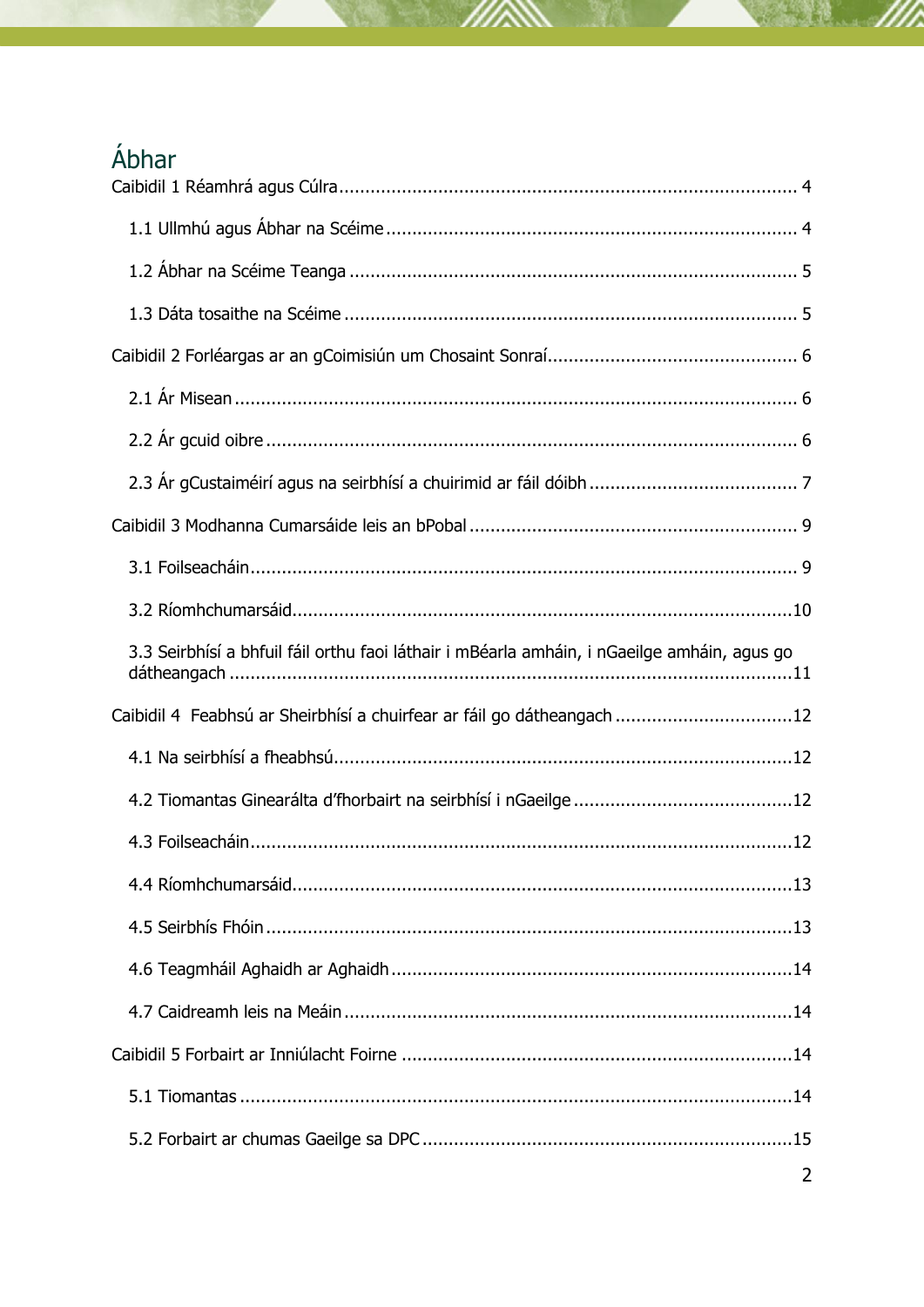# Ábhar

Caibidil 1 Réamhrá agus Cúlra ........................................................................................ 4

1.1 Ullmhú agus Ábhar na Scéime ............................................................................... 4

1.2 Ábhar na Scéime Teanga ...................................................................................... 5

1.3 Dáta tosaithe na Scéime ....................................................................................... 5

Caibidil 2 Forléargas ar an gCoimisiún um Chosaint Sonraí................................................ 6

2.1 Ár Misean ........................................................................................................... 6

2.2 Ár gcuid oibre ..................................................................................................... 6

2.3 Ár gCustaiméirí agus na seirbhísí a chuirimid ar fáil dóibh ........................................ 7

Caibidil 3 Modhanna Cumarsáide leis an bPobal ............................................................... 9

3.1 Foilseacháin......................................................................................................... 9

3.2 Ríomhchumarsáid................................................................................................10

3.3 Seirbhísí a bhfuil fáil orthu faoi láthair i mBéarla amháin, i nGaeilge amháin, agus go dátheangach ..........................................................................................................11

Caibidil 4 Feabhsú ar Sheirbhísí a chuirfear ar fáil go dátheangach ..................................12

4.1 Na seirbhísí a fheabhsú.......................................................................................12

4.2 Tiomantas Ginearálta d'fhorbairt na seirbhísí i nGaeilge ..........................................12

4.3 Foilseacháin.......................................................................................................12

4.4 Ríomhchumarsáid................................................................................................13

4.5 Seirbhís Fhóin ....................................................................................................13

4.6 Teagmháil Aghaidh ar Aghaidh ............................................................................14

4.7 Caidreamh leis na Meáin .....................................................................................14

Caibidil 5 Forbairt ar Inniúlacht Foirne ..........................................................................14

5.1 Tiomantas .........................................................................................................14

5.2 Forbairt ar chumas Gaeilge sa DPC ......................................................................15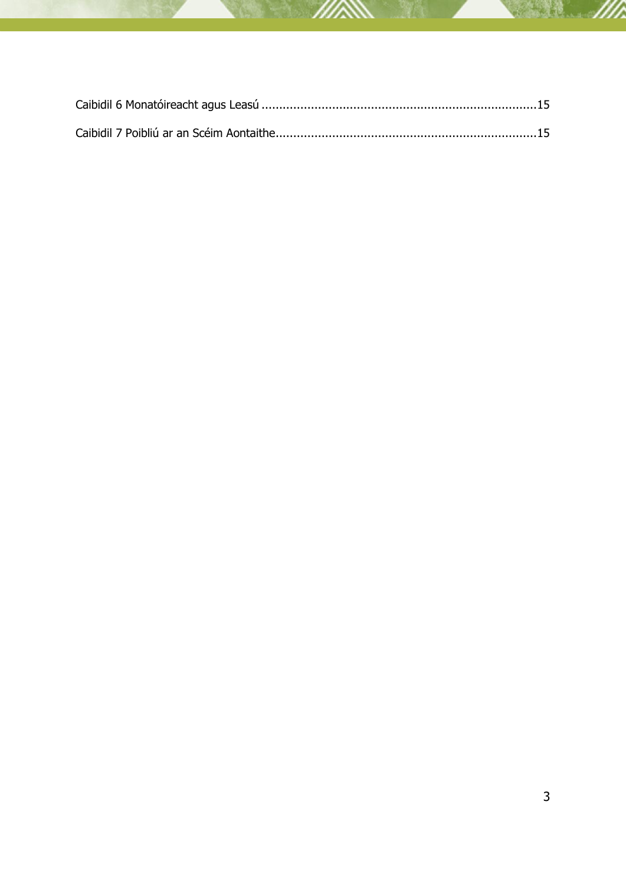Caibidil 6 Monatóireacht agus Leasú ..............................................................................15

Caibidil 7 Poibliú ar an Scéim Aontaithe..........................................................................15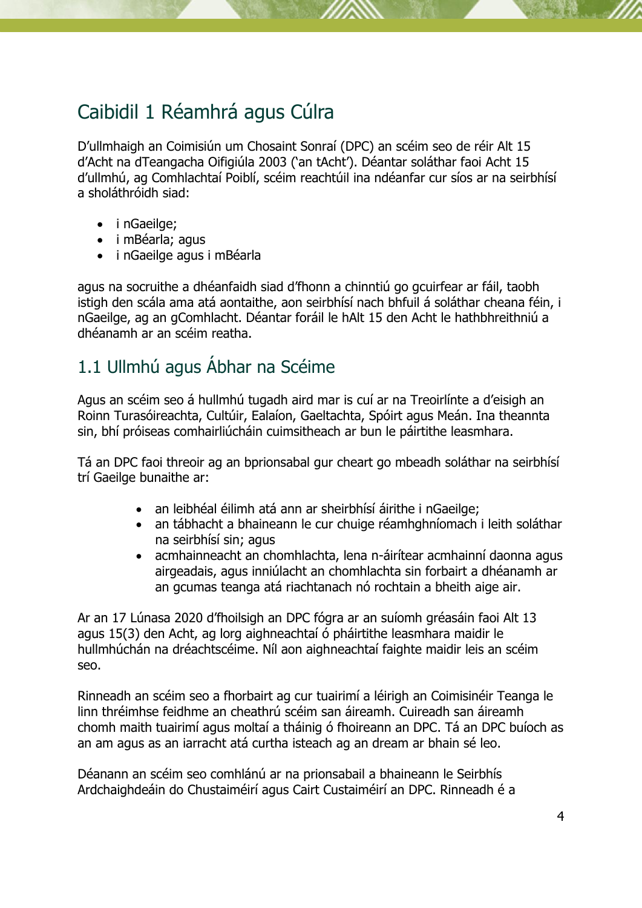# Caibidil 1 Réamhrá agus Cúlra

D'ullmhaigh an Coimisiún um Chosaint Sonraí (DPC) an scéim seo de réir Alt 15 d'Acht na dTeangacha Oifigiúla 2003 ('an tAcht'). Déantar soláthar faoi Acht 15 d'ullmhú, ag Comhlachtaí Poiblí, scéim reachtúil ina ndéanfar cur síos ar na seirbhísí a sholáthróidh siad:

- i nGaeilge;
- i mBéarla; agus
- i nGaeilge agus i mBéarla

agus na socruithe a dhéanfaidh siad d'fhonn a chinntiú go gcuirfear ar fáil, taobh istigh den scála ama atá aontaithe, aon seirbhísí nach bhfuil á soláthar cheana féin, i nGaeilge, ag an gComhlacht. Déantar foráil le hAlt 15 den Acht le hathbhreithniú a dhéanamh ar an scéim reatha.

## 1.1 Ullmhú agus Ábhar na Scéime

Agus an scéim seo á hullmhú tugadh aird mar is cuí ar na Treoirlínte a d'eisigh an Roinn Turasóireachta, Cultúir, Ealaíon, Gaeltachta, Spóirt agus Meán. Ina theannta sin, bhí próiseas comhairliúcháin cuimsitheach ar bun le páirtithe leasmhara.

Tá an DPC faoi threoir ag an bprionsabal gur cheart go mbeadh soláthar na seirbhísí trí Gaeilge bunaithe ar:

- an leibhéal éilimh atá ann ar sheirbhísí áirithe i nGaeilge;
- an tábhacht a bhaineann le cur chuige réamhghníomhach i leith soláthar na seirbhísí sin; agus
- acmhainneacht an chomhlachta, lena n-áirítear acmhainní daonna agus airgeadais, agus inniúlacht an chomhlachta sin forbairt a dhéanamh ar an gcumas teanga atá riachtanach nó rochtain a bheith aige air.

Ar an 17 Lúnasa 2020 d'fhoilsigh an DPC fógra ar an suíomh gréasáin faoi Alt 13 agus 15(3) den Acht, ag lorg aighneachtaí ó pháirtithe leasmhara maidir le hullmhúchán na dréachtscéime. Níl aon aighneachtaí faighte maidir leis an scéim seo.

Rinneadh an scéim seo a fhorbairt ag cur tuairimí a léirigh an Coimisinéir Teanga le linn thréimhse feidhme an cheathrú scéim san áireamh. Cuireadh san áireamh chomh maith tuairimí agus moltaí a tháinig ó fhoireann an DPC. Tá an DPC buíoch as an am agus as an iarracht atá curtha isteach ag an dream ar bhain sé leo.

Déanann an scéim seo comhlánú ar na prionsabail a bhaineann le Seirbhís Ardchaighdeáin do Chustaiméirí agus Cairt Custaiméirí an DPC. Rinneadh é a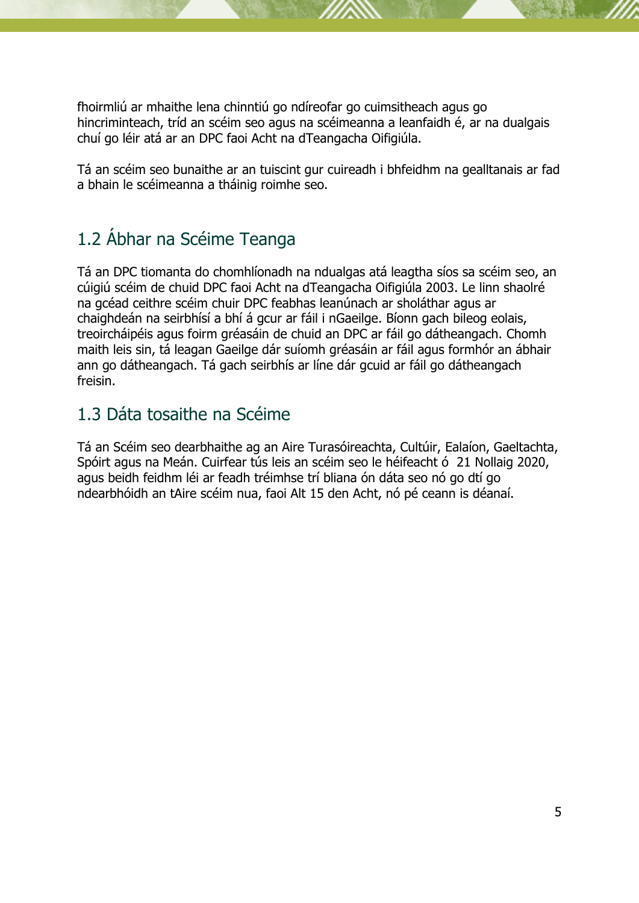fhoirmliú ar mhaithe lena chinntiú go ndíreofar go cuimsitheach agus go hincriminteach, tríd an scéim seo agus na scéimeanna a leanfaidh é, ar na dualgais chuí go léir atá ar an DPC faoi Acht na dTeangacha Oifigiúla.

Tá an scéim seo bunaithe ar an tuiscint gur cuireadh i bhfeidhm na gealltanais ar fad a bhain le scéimeanna a tháinig roimhe seo.

## 1.2 Ábhar na Scéime Teanga

Tá an DPC tiomanta do chomhlíonadh na ndualgas atá leagtha síos sa scéim seo, an cúigiú scéim de chuid DPC faoi Acht na dTeangacha Oifigiúla 2003. Le linn shaolré na gcéad ceithre scéim chuir DPC feabhas leanúnach ar sholáthar agus ar chaighdeán na seirbhísí a bhí á gcur ar fáil i nGaeilge. Bíonn gach bileog eolais, treoircháipéis agus foirm gréasáin de chuid an DPC ar fáil go dátheangach. Chomh maith leis sin, tá leagan Gaeilge dár suíomh gréasáin ar fáil agus formhór an ábhair ann go dátheangach. Tá gach seirbhís ar líne dár gcuid ar fáil go dátheangach freisin.

## 1.3 Dáta tosaithe na Scéime

Tá an Scéim seo dearbhaithe ag an Aire Turasóireachta, Cultúir, Ealaíon, Gaeltachta, Spóirt agus na Meán. Cuirfear tús leis an scéim seo le héifeacht ó 21 Nollaig 2020, agus beidh feidhm léi ar feadh tréimhse trí bliana ón dáta seo nó go dtí go ndearbhóidh an tAire scéim nua, faoi Alt 15 den Acht, nó pé ceann is déanaí.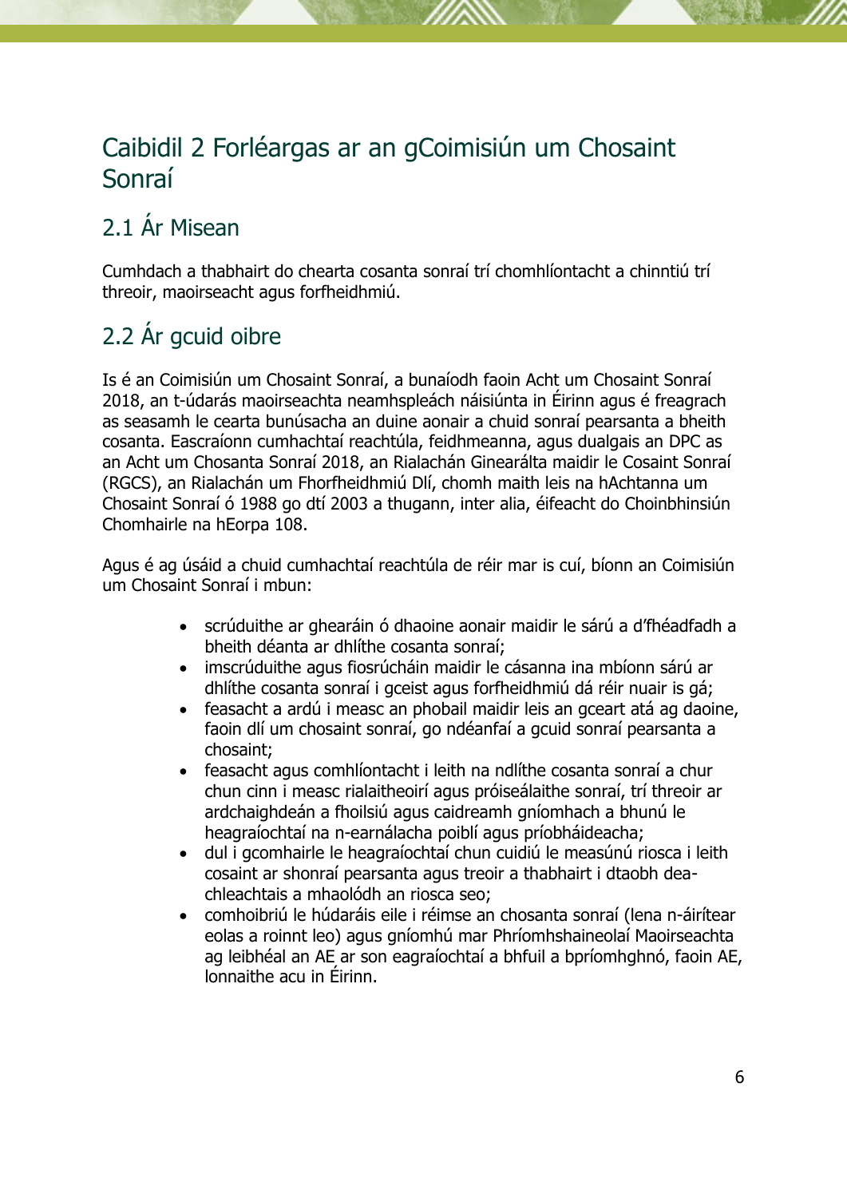# Caibidil 2 Forléargas ar an gCoimisiún um Chosaint Sonraí

## 2.1 Ár Misean

Cumhdach a thabhairt do chearta cosanta sonraí trí chomhlíontacht a chinntiú trí threoir, maoirseacht agus forfheidhmiú.

## 2.2 Ár gcuid oibre

Is é an Coimisiún um Chosaint Sonraí, a bunaíodh faoin Acht um Chosaint Sonraí 2018, an t-údarás maoirseachta neamhspleách náisiúnta in Éirinn agus é freagrach as seasamh le cearta bunúsacha an duine aonair a chuid sonraí pearsanta a bheith cosanta. Eascraíonn cumhachtaí reachtúla, feidhmeanna, agus dualgais an DPC as an Acht um Chosanta Sonraí 2018, an Rialachán Ginearálta maidir le Cosaint Sonraí (RGCS), an Rialachán um Fhorfheidhmiú Dlí, chomh maith leis na hAchtanna um Chosaint Sonraí ó 1988 go dtí 2003 a thugann, inter alia, éifeacht do Choinbhinsiún Chomhairle na hEorpa 108.

Agus é ag úsáid a chuid cumhachtaí reachtúla de réir mar is cuí, bíonn an Coimisiún um Chosaint Sonraí i mbun:

- scrúduithe ar ghearáin ó dhaoine aonair maidir le sárú a d'fhéadfadh a bheith déanta ar dhlíthe cosanta sonraí;
- imscrúduithe agus fiosrúcháin maidir le cásanna ina mbíonn sárú ar dhlíthe cosanta sonraí i gceist agus forfheidhmiú dá réir nuair is gá;
- feasacht a ardú i measc an phobail maidir leis an gceart atá ag daoine, faoin dlí um chosaint sonraí, go ndéanfaí a gcuid sonraí pearsanta a chosaint;
- feasacht agus comhlíontacht i leith na ndlíthe cosanta sonraí a chur chun cinn i measc rialaitheoirí agus próiseálaithe sonraí, trí threoir ar ardchaighdeán a fhoilsiú agus caidreamh gníomhach a bhunú le heagraíochtaí na n-earnálacha poiblí agus príobháideacha;
- dul i gcomhairle le heagraíochtaí chun cuidiú le measúnú riosca i leith cosaint ar shonraí pearsanta agus treoir a thabhairt i dtaobh dea-chleachtais a mhaolódh an riosca seo;
- comhoibriú le húdaráis eile i réimse an chosanta sonraí (lena n-áirítear eolas a roinnt leo) agus gníomhú mar Phríomhshaineolaí Maoirseachta ag leibhéal an AE ar son eagraíochtaí a bhfuil a bpríomhghnó, faoin AE, lonnaithe acu in Éirinn.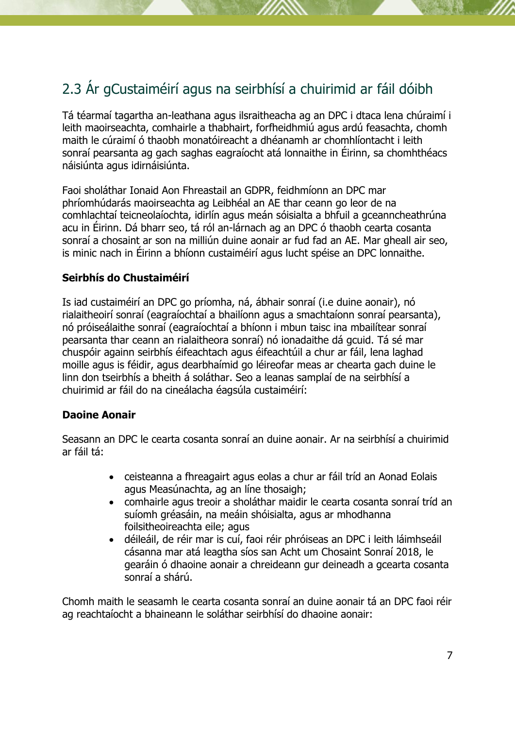## 2.3 Ár gCustaiméirí agus na seirbhísí a chuirimid ar fáil dóibh

Tá téarmaí tagartha an-leathana agus ilsraitheacha ag an DPC i dtaca lena chúraimí i leith maoirseachta, comhairle a thabhairt, forfheidhmiú agus ardú feasachta, chomh maith le cúraimí ó thaobh monatóireacht a dhéanamh ar chomhlíontacht i leith sonraí pearsanta ag gach saghas eagraíocht atá lonnaithe in Éirinn, sa chomhthéacs náisiúnta agus idirnáisiúnta.

Faoi sholáthar Ionaid Aon Fhreastail an GDPR, feidhmíonn an DPC mar phríomhúdarás maoirseachta ag Leibhéal an AE thar ceann go leor de na comhlachtaí teicneolaíochta, idirlín agus meán sóisialta a bhfuil a gceanncheathrúna acu in Éirinn. Dá bharr seo, tá ról an-lárnach ag an DPC ó thaobh cearta cosanta sonraí a chosaint ar son na milliún duine aonair ar fud fad an AE. Mar gheall air seo, is minic nach in Éirinn a bhíonn custaiméirí agus lucht spéise an DPC lonnaithe.

**Seirbhís do Chustaiméirí**

Is iad custaiméirí an DPC go príomha, ná, ábhair sonraí (i.e duine aonair), nó rialaitheoirí sonraí (eagraíochtaí a bhailíonn agus a smachtaíonn sonraí pearsanta), nó próiseálaithe sonraí (eagraíochtaí a bhíonn i mbun taisc ina mbailítear sonraí pearsanta thar ceann an rialaitheora sonraí) nó ionadaithe dá gcuid. Tá sé mar chuspóir againn seirbhís éifeachtach agus éifeachtúil a chur ar fáil, lena laghad moille agus is féidir, agus dearbhaímid go léireofar meas ar chearta gach duine le linn don tseirbhís a bheith á soláthar. Seo a leanas samplaí de na seirbhísí a chuirimid ar fáil do na cineálacha éagsúla custaiméirí:

**Daoine Aonair**

Seasann an DPC le cearta cosanta sonraí an duine aonair. Ar na seirbhísí a chuirimid ar fáil tá:

- ceisteanna a fhreagairt agus eolas a chur ar fáil tríd an Aonad Eolais agus Measúnachta, ag an líne thosaigh;
- comhairle agus treoir a sholáthar maidir le cearta cosanta sonraí tríd an suíomh gréasáin, na meáin shóisialta, agus ar mhodhanna foilsitheoireachta eile; agus
- déileáil, de réir mar is cuí, faoi réir phróiseas an DPC i leith láimhseáil cásanna mar atá leagtha síos san Acht um Chosaint Sonraí 2018, le gearáin ó dhaoine aonair a chreideann gur deineadh a gcearta cosanta sonraí a shárú.

Chomh maith le seasamh le cearta cosanta sonraí an duine aonair tá an DPC faoi réir ag reachtaíocht a bhaineann le soláthar seirbhísí do dhaoine aonair: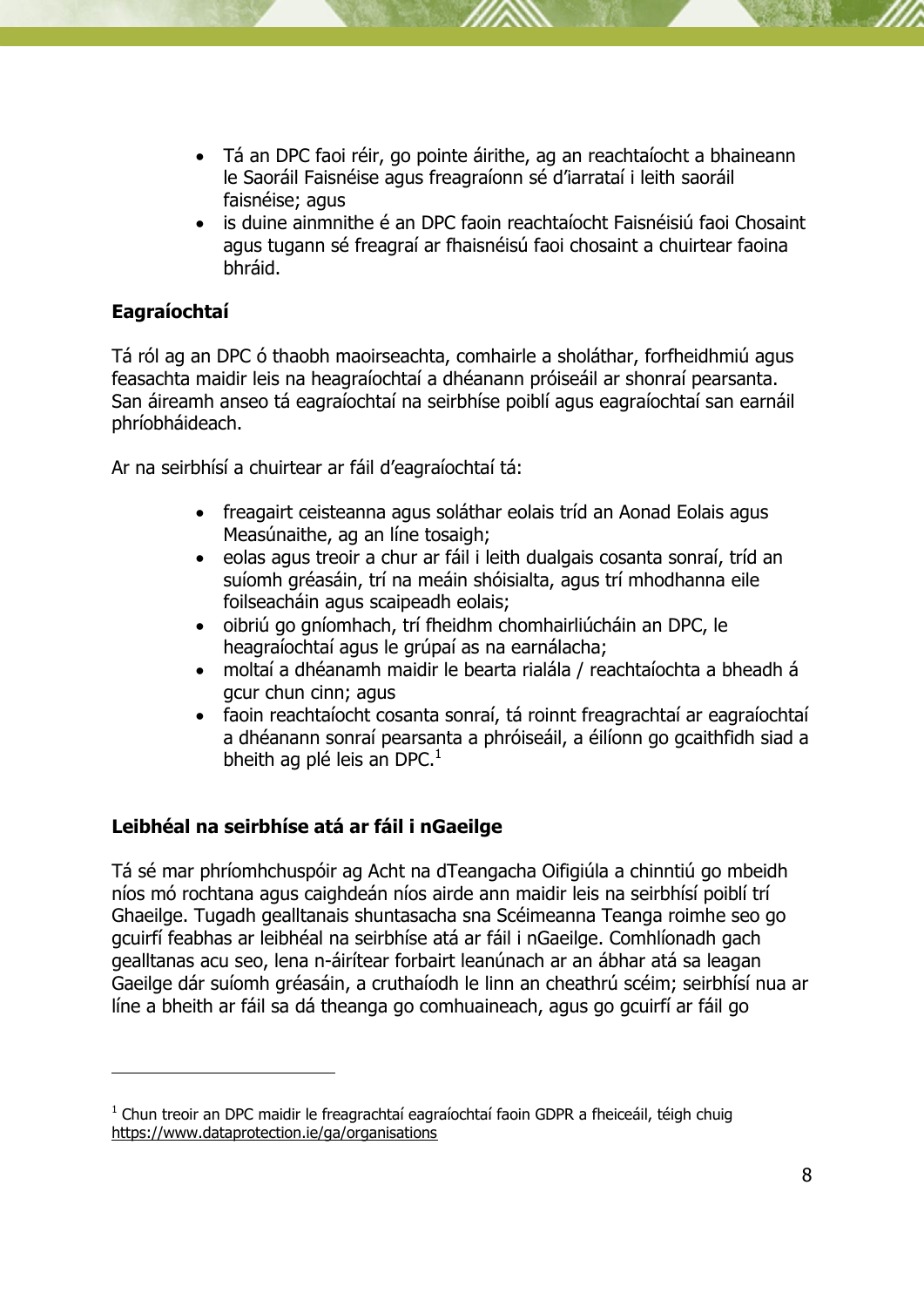- Tá an DPC faoi réir, go pointe áirithe, ag an reachtaíocht a bhaineann le Saoráil Faisnéise agus freagraíonn sé d'iarrataí i leith saoráil faisnéise; agus
- is duine ainmnithe é an DPC faoin reachtaíocht Faisnéisiú faoi Chosaint agus tugann sé freagraí ar fhaisnéisú faoi chosaint a chuirtear faoina bhráid.

**Eagraíochtaí**

Tá ról ag an DPC ó thaobh maoirseachta, comhairle a sholáthar, forfheidhmiú agus feasachta maidir leis na heagraíochtaí a dhéanann próiseáil ar shonraí pearsanta. San áireamh anseo tá eagraíochtaí na seirbhíse poiblí agus eagraíochtaí san earnáil phríobháideach.

Ar na seirbhísí a chuirtear ar fáil d'eagraíochtaí tá:

- freagairt ceisteanna agus soláthar eolais tríd an Aonad Eolais agus Measúnaithe, ag an líne tosaigh;
- eolas agus treoir a chur ar fáil i leith dualgais cosanta sonraí, tríd an suíomh gréasáin, trí na meáin shóisialta, agus trí mhodhanna eile foilseacháin agus scaipeadh eolais;
- oibriú go gníomhach, trí fheidhm chomhairliúcháin an DPC, le heagraíochtaí agus le grúpaí as na earnálacha;
- moltaí a dhéanamh maidir le bearta rialála / reachtaíochta a bheadh á gcur chun cinn; agus
- faoin reachtaíocht cosanta sonraí, tá roinnt freagrachtaí ar eagraíochtaí a dhéanann sonraí pearsanta a phróiseáil, a éilíonn go gcaithfidh siad a bheith ag plé leis an DPC.[1]

**Leibhéal na seirbhíse atá ar fáil i nGaeilge**

Tá sé mar phríomhchuspóir ag Acht na dTeangacha Oifigiúla a chinntiú go mbeidh níos mó rochtana agus caighdeán níos airde ann maidir leis na seirbhísí poiblí trí Ghaeilge. Tugadh gealltanais shuntasacha sna Scéimeanna Teanga roimhe seo go gcuirfí feabhas ar leibhéal na seirbhíse atá ar fáil i nGaeilge. Comhlíonadh gach gealltanas acu seo, lena n-áirítear forbairt leanúnach ar an ábhar atá sa leagan Gaeilge dár suíomh gréasáin, a cruthaíodh le linn an cheathrú scéim; seirbhísí nua ar líne a bheith ar fáil sa dá theanga go comhuaineach, agus go gcuirfí ar fáil go

---

[1] Chun treoir an DPC maidir le freagrachtaí eagraíochtaí faoin GDPR a fheiceáil, téigh chuig https://www.dataprotection.ie/ga/organisations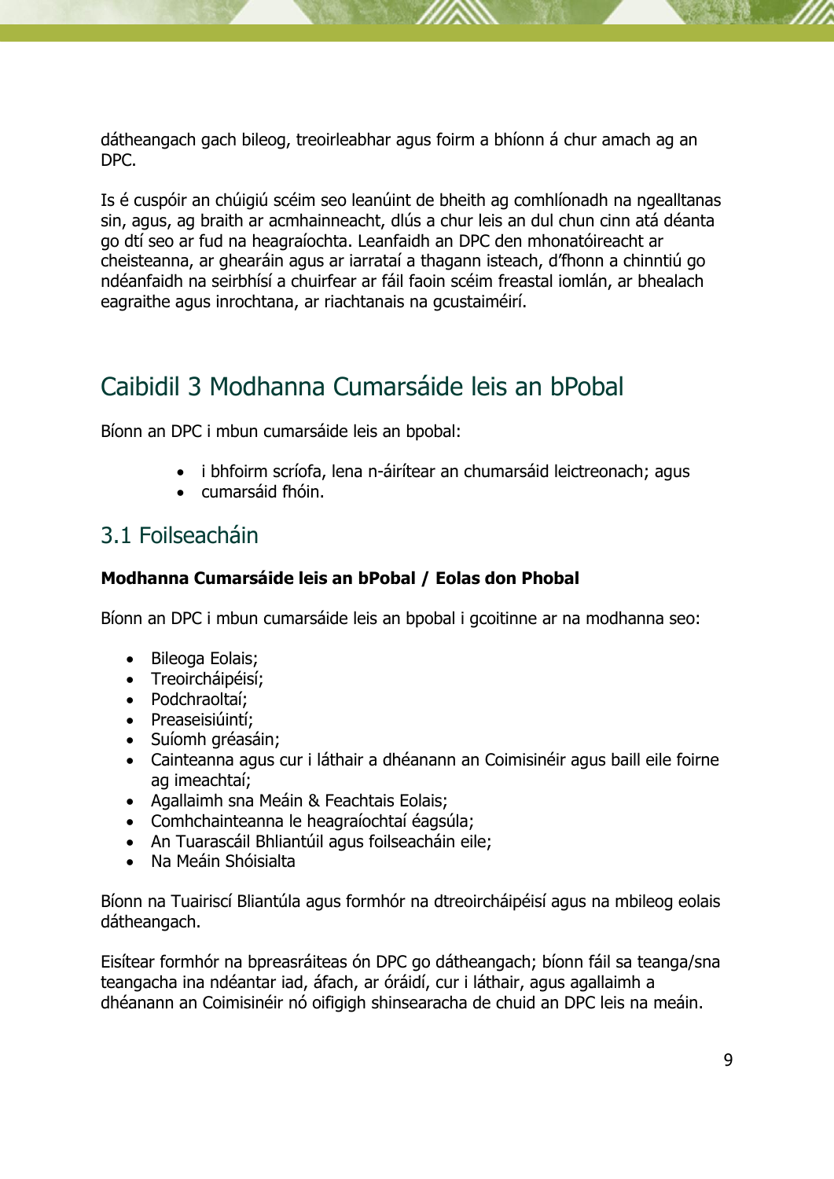dátheangach gach bileog, treoirleabhar agus foirm a bhíonn á chur amach ag an DPC.

Is é cuspóir an chúigiú scéim seo leanúint de bheith ag comhlíonadh na ngealltanas sin, agus, ag braith ar acmhainneacht, dlús a chur leis an dul chun cinn atá déanta go dtí seo ar fud na heagraíochta. Leanfaidh an DPC den mhonatóireacht ar cheisteanna, ar ghearáin agus ar iarrataí a thagann isteach, d'fhonn a chinntiú go ndéanfaidh na seirbhísí a chuirfear ar fáil faoin scéim freastal iomlán, ar bhealach eagraithe agus inrochtana, ar riachtanais na gcustaiméirí.

# Caibidil 3 Modhanna Cumarsáide leis an bPobal

Bíonn an DPC i mbun cumarsáide leis an bpobal:

- i bhfoirm scríofa, lena n-áirítear an chumarsáid leictreonach; agus
- cumarsáid fhóin.

## 3.1 Foilseacháin

**Modhanna Cumarsáide leis an bPobal / Eolas don Phobal**

Bíonn an DPC i mbun cumarsáide leis an bpobal i gcoitinne ar na modhanna seo:

- Bileoga Eolais;
- Treoircháipéisí;
- Podchraoltaí;
- Preaseisiúintí;
- Suíomh gréasáin;
- Cainteanna agus cur i láthair a dhéanann an Coimisinéir agus baill eile foirne ag imeachtaí;
- Agallaimh sna Meáin & Feachtais Eolais;
- Comhchainteanna le heagraíochtaí éagsúla;
- An Tuarascáil Bhliantúil agus foilseacháin eile;
- Na Meáin Shóisialta

Bíonn na Tuairiscí Bliantúla agus formhór na dtreoircháipéisí agus na mbileog eolais dátheangach.

Eisítear formhór na bpreasráiteas ón DPC go dátheangach; bíonn fáil sa teanga/sna teangacha ina ndéantar iad, áfach, ar óráidí, cur i láthair, agus agallaimh a dhéanann an Coimisinéir nó oifigigh shinsearacha de chuid an DPC leis na meáin.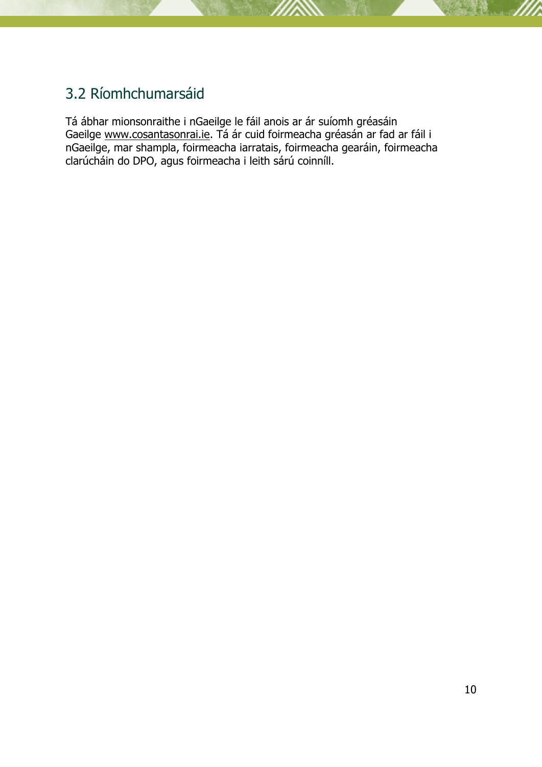## 3.2 Ríomhchumarsáid

Tá ábhar mionsonraithe i nGaeilge le fáil anois ar ár suíomh gréasáin Gaeilge www.cosantasonrai.ie. Tá ár cuid foirmeacha gréasán ar fad ar fáil i nGaeilge, mar shampla, foirmeacha iarratais, foirmeacha gearáin, foirmeacha clarúcháin do DPO, agus foirmeacha i leith sárú coinníll.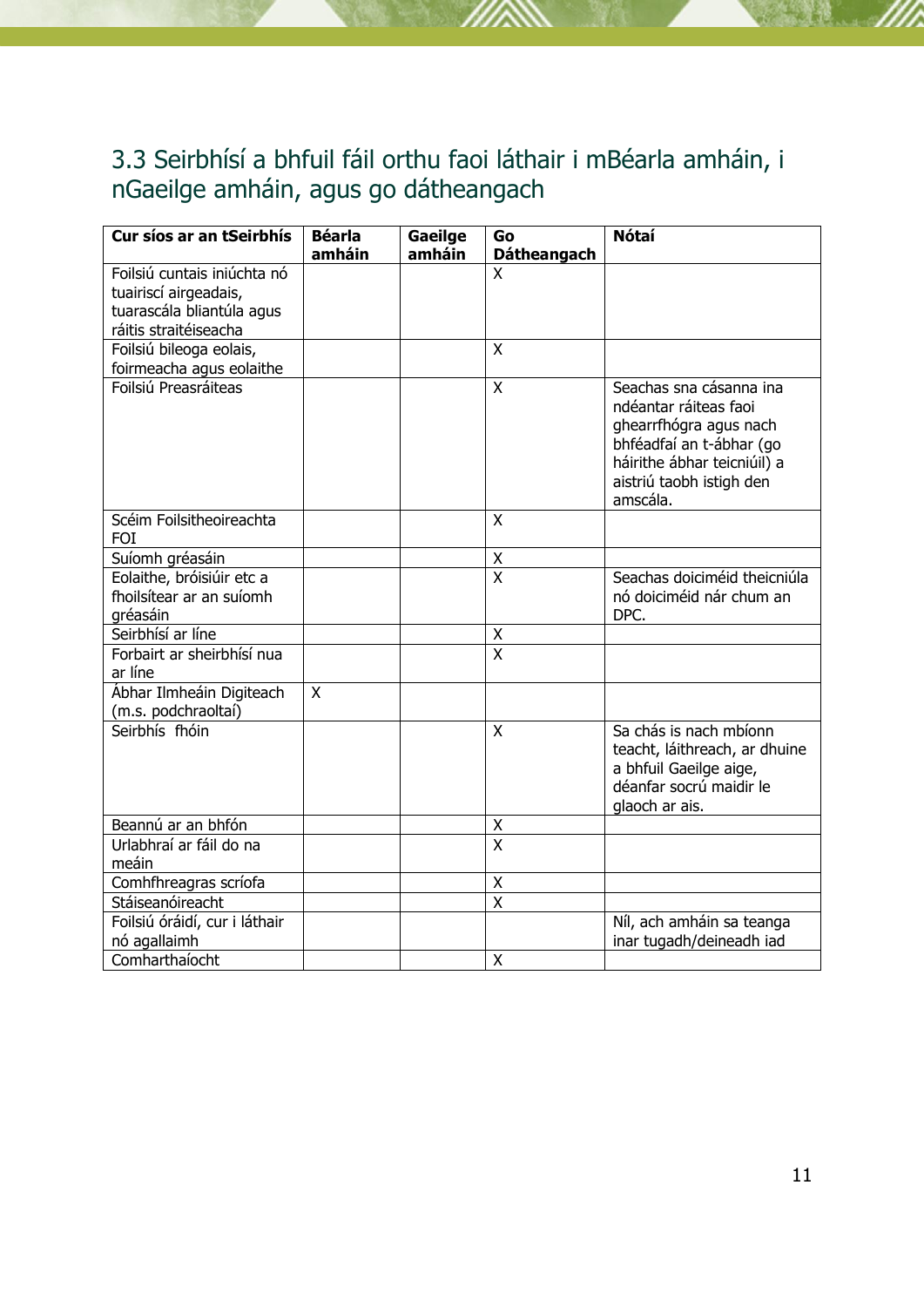## 3.3 Seirbhísí a bhfuil fáil orthu faoi láthair i mBéarla amháin, i nGaeilge amháin, agus go dátheangach

| Cur síos ar an tSeirbhís | Béarla amháin | Gaeilge amháin | Go Dátheangach | Nótaí |
|---|---|---|---|---|
| Foilsiú cuntais iniúchta nó tuairiscí airgeadais, tuarascála bliantúla agus ráitis straitéiseacha | | | X | |
| Foilsiú bileoga eolais, foirmeacha agus eolaithe | | | X | |
| Foilsiú Preasráiteas | | | X | Seachas sna cásanna ina ndéantar ráiteas faoi ghearrfhógra agus nach bhféadfaí an t-ábhar (go háirithe ábhar teicniúil) a aistriú taobh istigh den amscála. |
| Scéim Foilsitheoireachta FOI | | | X | |
| Suíomh gréasáin | | | X | |
| Eolaithe, bróisiúir etc a fhoilsítear ar an suíomh gréasáin | | | X | Seachas doiciméid theicniúla nó doiciméid nár chum an DPC. |
| Seirbhísí ar líne | | | X | |
| Forbairt ar sheirbhísí nua ar líne | | | X | |
| Ábhar Ilmheáin Digiteach (m.s. podchraoltaí) | X | | | |
| Seirbhís fhóin | | | X | Sa chás is nach mbíonn teacht, láithreach, ar dhuine a bhfuil Gaeilge aige, déanfar socrú maidir le glaoch ar ais. |
| Beannú ar an bhfón | | | X | |
| Urlabhraí ar fáil do na meáin | | | X | |
| Comhfhreagras scríofa | | | X | |
| Stáiseanóireacht | | | X | |
| Foilsiú óráidí, cur i láthair nó agallaimh | | | | Níl, ach amháin sa teanga inar tugadh/deineadh iad |
| Comharthaíocht | | | X | |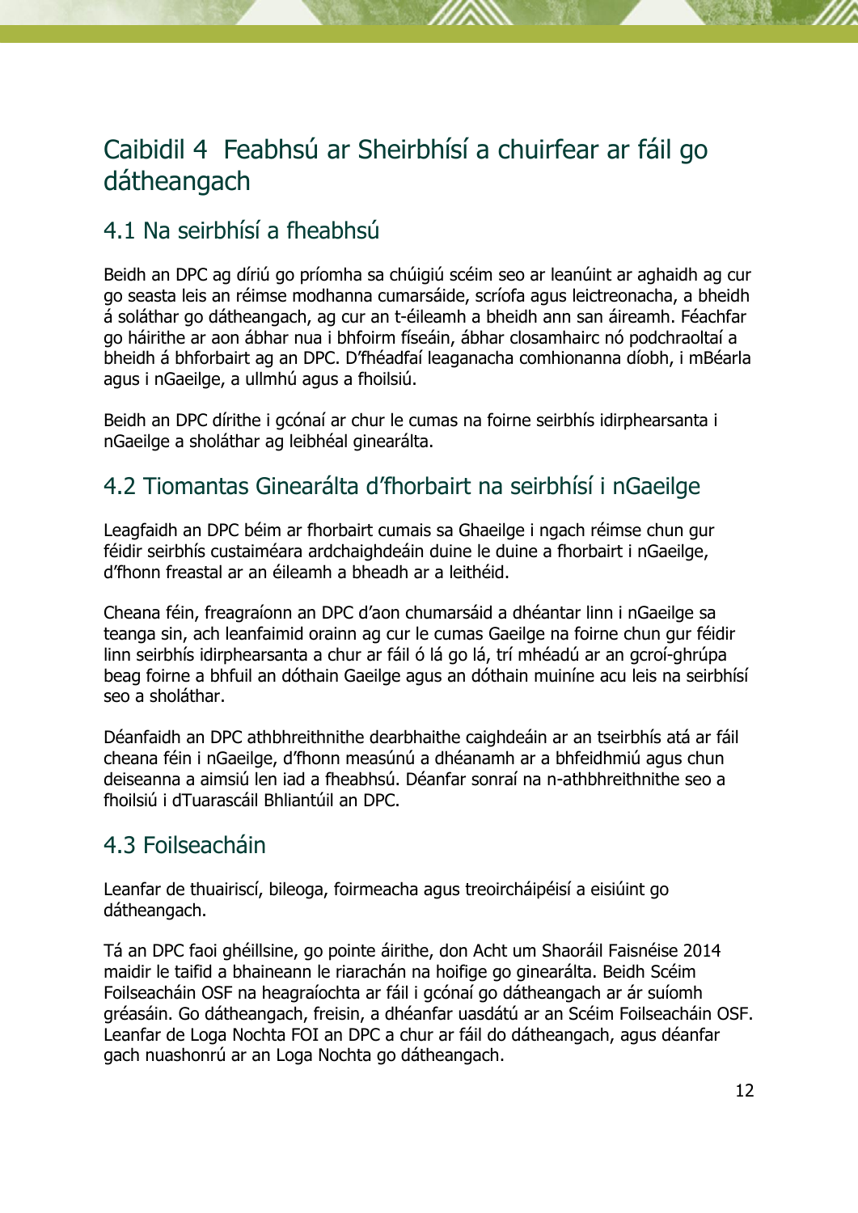# Caibidil 4 Feabhsú ar Sheirbhísí a chuirfear ar fáil go dátheangach

## 4.1 Na seirbhísí a fheabhsú

Beidh an DPC ag díriú go príomha sa chúigiú scéim seo ar leanúint ar aghaidh ag cur go seasta leis an réimse modhanna cumarsáide, scríofa agus leictreonacha, a bheidh á soláthar go dátheangach, ag cur an t-éileamh a bheidh ann san áireamh. Féachfar go háirithe ar aon ábhar nua i bhfoirm físeáin, ábhar closamhairc nó podchraoltaí a bheidh á bhforbairt ag an DPC. D'fhéadfaí leaganacha comhionanna díobh, i mBéarla agus i nGaeilge, a ullmhú agus a fhoilsiú.

Beidh an DPC dírithe i gcónaí ar chur le cumas na foirne seirbhís idirphearsanta i nGaeilge a sholáthar ag leibhéal ginearálta.

## 4.2 Tiomantas Ginearálta d'fhorbairt na seirbhísí i nGaeilge

Leagfaidh an DPC béim ar fhorbairt cumais sa Ghaeilge i ngach réimse chun gur féidir seirbhís custaiméara ardchaighdeáin duine le duine a fhorbairt i nGaeilge, d'fhonn freastal ar an éileamh a bheadh ar a leithéid.

Cheana féin, freagraíonn an DPC d'aon chumarsáid a dhéantar linn i nGaeilge sa teanga sin, ach leanfaimid orainn ag cur le cumas Gaeilge na foirne chun gur féidir linn seirbhís idirphearsanta a chur ar fáil ó lá go lá, trí mhéadú ar an gcroí-ghrúpa beag foirne a bhfuil an dóthain Gaeilge agus an dóthain muiníne acu leis na seirbhísí seo a sholáthar.

Déanfaidh an DPC athbhreithnithe dearbhaithe caighdeáin ar an tseirbhís atá ar fáil cheana féin i nGaeilge, d'fhonn measúnú a dhéanamh ar a bhfeidhmiú agus chun deiseanna a aimsiú len iad a fheabhsú. Déanfar sonraí na n-athbhreithnithe seo a fhoilsiú i dTuarascáil Bhliantúil an DPC.

## 4.3 Foilseacháin

Leanfar de thuairiscí, bileoga, foirmeacha agus treoircháipéisí a eisiúint go dátheangach.

Tá an DPC faoi ghéillsine, go pointe áirithe, don Acht um Shaoráil Faisnéise 2014 maidir le taifid a bhaineann le riarachán na hoifige go ginearálta. Beidh Scéim Foilseacháin OSF na heagraíochta ar fáil i gcónaí go dátheangach ar ár suíomh gréasáin. Go dátheangach, freisin, a dhéanfar uasdátú ar an Scéim Foilseacháin OSF. Leanfar de Loga Nochta FOI an DPC a chur ar fáil do dátheangach, agus déanfar gach nuashonrú ar an Loga Nochta go dátheangach.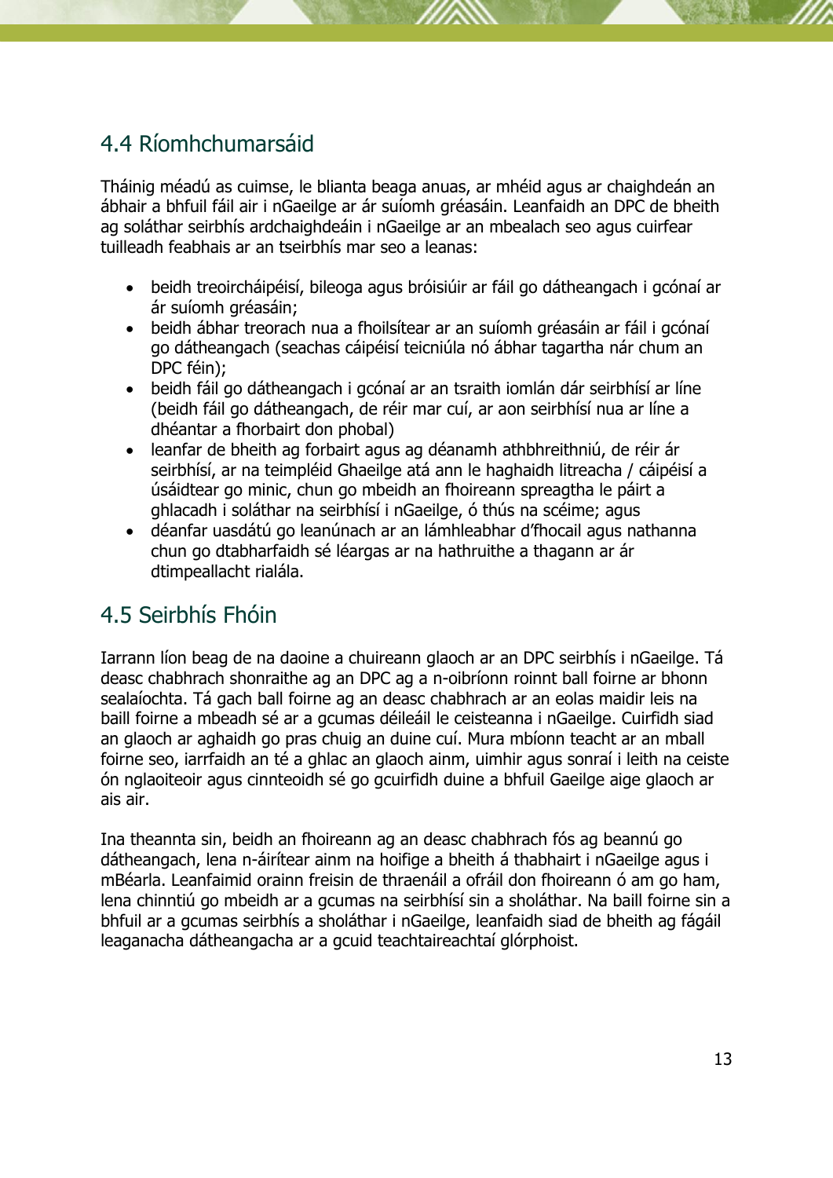## 4.4 Ríomhchumarsáid

Tháinig méadú as cuimse, le blianta beaga anuas, ar mhéid agus ar chaighdeán an ábhair a bhfuil fáil air i nGaeilge ar ár suíomh gréasáin. Leanfaidh an DPC de bheith ag soláthar seirbhís ardchaighdeáin i nGaeilge ar an mbealach seo agus cuirfear tuilleadh feabhais ar an tseirbhís mar seo a leanas:

- beidh treoircháipéisí, bileoga agus bróisiúir ar fáil go dátheangach i gcónaí ar ár suíomh gréasáin;
- beidh ábhar treorach nua a fhoilsítear ar an suíomh gréasáin ar fáil i gcónaí go dátheangach (seachas cáipéisí teicniúla nó ábhar tagartha nár chum an DPC féin);
- beidh fáil go dátheangach i gcónaí ar an tsraith iomlán dár seirbhísí ar líne (beidh fáil go dátheangach, de réir mar cuí, ar aon seirbhísí nua ar líne a dhéantar a fhorbairt don phobal)
- leanfar de bheith ag forbairt agus ag déanamh athbhreithniú, de réir ár seirbhísí, ar na teimpléid Ghaeilge atá ann le haghaidh litreacha / cáipéisí a úsáidtear go minic, chun go mbeidh an fhoireann spreagtha le páirt a ghlacadh i soláthar na seirbhísí i nGaeilge, ó thús na scéime; agus
- déanfar uasdátú go leanúnach ar an lámhleabhar d'fhocail agus nathanna chun go dtabharfaidh sé léargas ar na hathruithe a thagann ar ár dtimpeallacht rialála.

## 4.5 Seirbhís Fhóin

Iarrann líon beag de na daoine a chuireann glaoch ar an DPC seirbhís i nGaeilge. Tá deasc chabhrach shonraithe ag an DPC ag a n-oibríonn roinnt ball foirne ar bhonn sealaíochta. Tá gach ball foirne ag an deasc chabhrach ar an eolas maidir leis na baill foirne a mbeadh sé ar a gcumas déileáil le ceisteanna i nGaeilge. Cuirfidh siad an glaoch ar aghaidh go pras chuig an duine cuí. Mura mbíonn teacht ar an mball foirne seo, iarrfaidh an té a ghlac an glaoch ainm, uimhir agus sonraí i leith na ceiste ón nglaoiteoir agus cinnteoidh sé go gcuirfidh duine a bhfuil Gaeilge aige glaoch ar ais air.

Ina theannta sin, beidh an fhoireann ag an deasc chabhrach fós ag beannú go dátheangach, lena n-áirítear ainm na hoifige a bheith á thabhairt i nGaeilge agus i mBéarla. Leanfaimid orainn freisin de thraenáil a ofráil don fhoireann ó am go ham, lena chinntiú go mbeidh ar a gcumas na seirbhísí sin a sholáthar. Na baill foirne sin a bhfuil ar a gcumas seirbhís a sholáthar i nGaeilge, leanfaidh siad de bheith ag fágáil leaganacha dátheangacha ar a gcuid teachtaireachtaí glórphoist.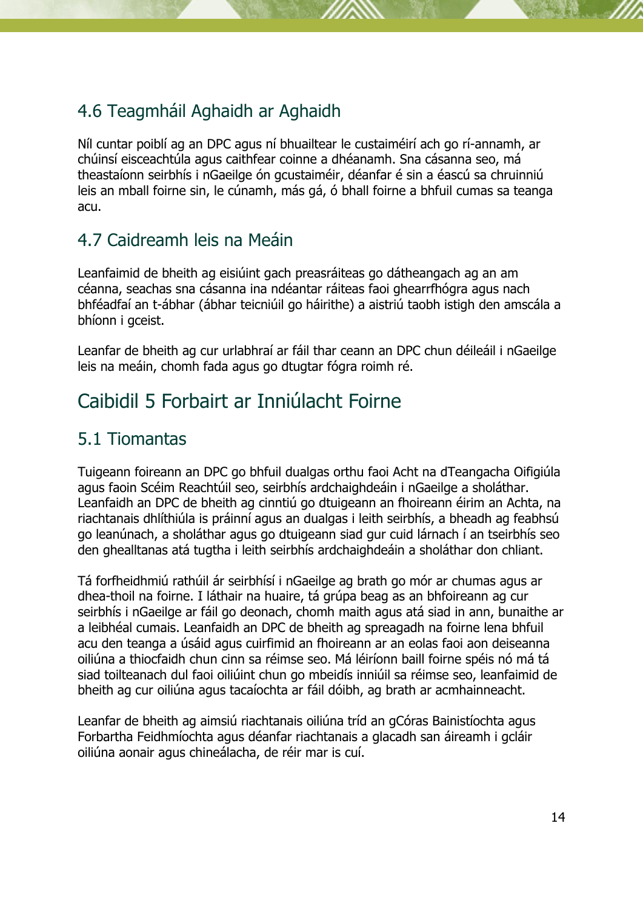## 4.6 Teagmháil Aghaidh ar Aghaidh

Níl cuntar poiblí ag an DPC agus ní bhuailtear le custaiméirí ach go rí-annamh, ar chúinsí eisceachtúla agus caithfear coinne a dhéanamh. Sna cásanna seo, má theastaíonn seirbhís i nGaeilge ón gcustaiméir, déanfar é sin a éascú sa chruinniú leis an mball foirne sin, le cúnamh, más gá, ó bhall foirne a bhfuil cumas sa teanga acu.

## 4.7 Caidreamh leis na Meáin

Leanfaimid de bheith ag eisiúint gach preasráiteas go dátheangach ag an am céanna, seachas sna cásanna ina ndéantar ráiteas faoi ghearrfhógra agus nach bhféadfaí an t-ábhar (ábhar teicniúil go háirithe) a aistriú taobh istigh den amscála a bhíonn i gceist.

Leanfar de bheith ag cur urlabhraí ar fáil thar ceann an DPC chun déileáil i nGaeilge leis na meáin, chomh fada agus go dtugtar fógra roimh ré.

# Caibidil 5 Forbairt ar Inniúlacht Foirne

## 5.1 Tiomantas

Tuigeann foireann an DPC go bhfuil dualgas orthu faoi Acht na dTeangacha Oifigiúla agus faoin Scéim Reachtúil seo, seirbhís ardchaighdeáin i nGaeilge a sholáthar. Leanfaidh an DPC de bheith ag cinntiú go dtuigeann an fhoireann éirim an Achta, na riachtanais dhlíthiúla is práinní agus an dualgas i leith seirbhís, a bheadh ag feabhsú go leanúnach, a sholáthar agus go dtuigeann siad gur cuid lárnach í an tseirbhís seo den ghealltanas atá tugtha i leith seirbhís ardchaighdeáin a sholáthar don chliant.

Tá forfheidhmiú rathúil ár seirbhísí i nGaeilge ag brath go mór ar chumas agus ar dhea-thoil na foirne. I láthair na huaire, tá grúpa beag as an bhfoireann ag cur seirbhís i nGaeilge ar fáil go deonach, chomh maith agus atá siad in ann, bunaithe ar a leibhéal cumais. Leanfaidh an DPC de bheith ag spreagadh na foirne lena bhfuil acu den teanga a úsáid agus cuirfimid an fhoireann ar an eolas faoi aon deiseanna oiliúna a thiocfaidh chun cinn sa réimse seo. Má léiríonn baill foirne spéis nó má tá siad toilteanach dul faoi oiliúint chun go mbeidís inniúil sa réimse seo, leanfaimid de bheith ag cur oiliúna agus tacaíochta ar fáil dóibh, ag brath ar acmhainneacht.

Leanfar de bheith ag aimsiú riachtanais oiliúna tríd an gCóras Bainistíochta agus Forbartha Feidhmíochta agus déanfar riachtanais a glacadh san áireamh i gcláir oiliúna aonair agus chineálacha, de réir mar is cuí.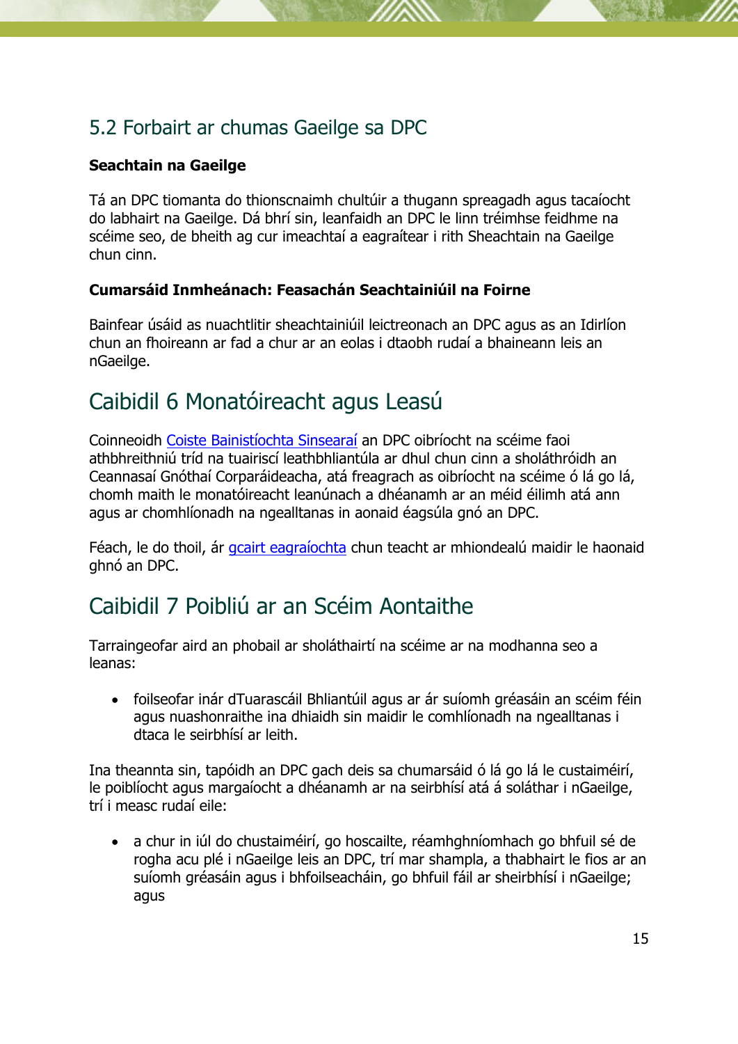## 5.2 Forbairt ar chumas Gaeilge sa DPC

**Seachtain na Gaeilge**

Tá an DPC tiomanta do thionscnaimh chultúir a thugann spreagadh agus tacaíocht do labhairt na Gaeilge. Dá bhrí sin, leanfaidh an DPC le linn tréimhse feidhme na scéime seo, de bheith ag cur imeachtaí a eagraítear i rith Sheachtain na Gaeilge chun cinn.

**Cumarsáid Inmheánach: Feasachán Seachtainiúil na Foirne**

Bainfear úsáid as nuachtlitir sheachtainiúil leictreonach an DPC agus as an Idirlíon chun an fhoireann ar fad a chur ar an eolas i dtaobh rudaí a bhaineann leis an nGaeilge.

# Caibidil 6 Monatóireacht agus Leasú

Coinneoidh Coiste Bainistíochta Sinsearaí an DPC oibríocht na scéime faoi athbhreithniú tríd na tuairiscí leathbhliantúla ar dhul chun cinn a sholáthróidh an Ceannasaí Gnóthaí Corparáideacha, atá freagrach as oibríocht na scéime ó lá go lá, chomh maith le monatóireacht leanúnach a dhéanamh ar an méid éilimh atá ann agus ar chomhlíonadh na ngealltanas in aonaid éagsúla gnó an DPC.

Féach, le do thoil, ár gcairt eagraíochta chun teacht ar mhiondealú maidir le haonaid ghnó an DPC.

# Caibidil 7 Poibliú ar an Scéim Aontaithe

Tarraingeofar aird an phobail ar sholáthairtí na scéime ar na modhanna seo a leanas:

- foilseofar inár dTuarascáil Bhliantúil agus ar ár suíomh gréasáin an scéim féin agus nuashonraithe ina dhiaidh sin maidir le comhlíonadh na ngealltanas i dtaca le seirbhísí ar leith.

Ina theannta sin, tapóidh an DPC gach deis sa chumarsáid ó lá go lá le custaiméirí, le poiblíocht agus margaíocht a dhéanamh ar na seirbhísí atá á soláthar i nGaeilge, trí i measc rudaí eile:

- a chur in iúl do chustaiméirí, go hoscailte, réamhghníomhach go bhfuil sé de rogha acu plé i nGaeilge leis an DPC, trí mar shampla, a thabhairt le fios ar an suíomh gréasáin agus i bhfoilseacháin, go bhfuil fáil ar sheirbhísí i nGaeilge; agus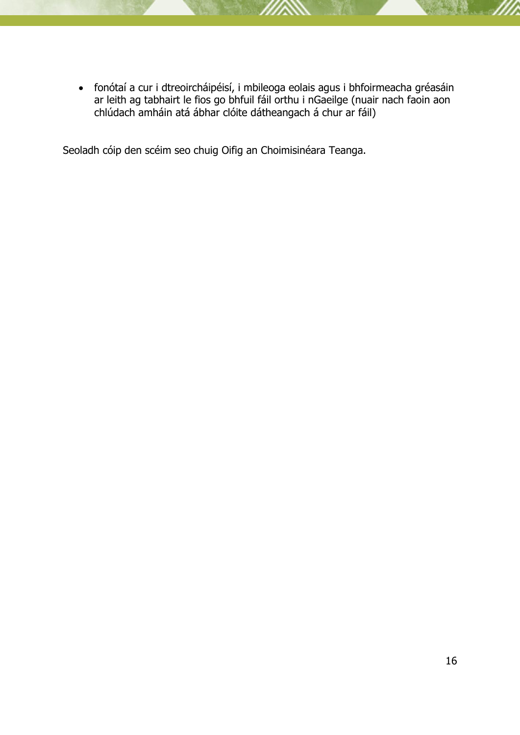- fonótaí a cur i dtreoircháipéisí, i mbileoga eolais agus i bhfoirmeacha gréasáin ar leith ag tabhairt le fios go bhfuil fáil orthu i nGaeilge (nuair nach faoin aon chlúdach amháin atá ábhar clóite dátheangach á chur ar fáil)

Seoladh cóip den scéim seo chuig Oifig an Choimisinéara Teanga.